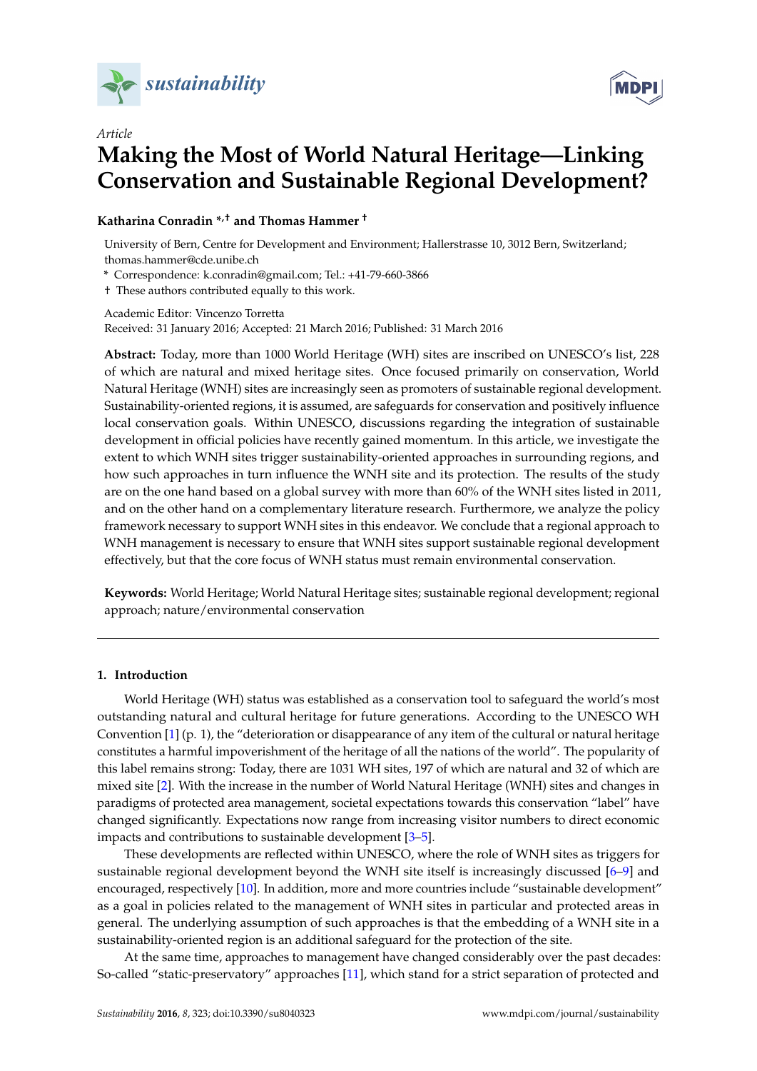Article

# Making the Most of World Natural Heritage—Linking Conservation and Sustainable Regional Development?

**Katharina Conradin *,† and Thomas Hammer †**

University of Bern, Centre for Development and Environment; Hallerstrasse 10, 3012 Bern, Switzerland; thomas.hammer@cde.unibe.ch

* Correspondence: k.conradin@gmail.com; Tel.: +41-79-660-3866

† These authors contributed equally to this work.

Academic Editor: Vincenzo Torretta

Received: 31 January 2016; Accepted: 21 March 2016; Published: 31 March 2016

**Abstract:** Today, more than 1000 World Heritage (WH) sites are inscribed on UNESCO's list, 228 of which are natural and mixed heritage sites. Once focused primarily on conservation, World Natural Heritage (WNH) sites are increasingly seen as promoters of sustainable regional development. Sustainability-oriented regions, it is assumed, are safeguards for conservation and positively influence local conservation goals. Within UNESCO, discussions regarding the integration of sustainable development in official policies have recently gained momentum. In this article, we investigate the extent to which WNH sites trigger sustainability-oriented approaches in surrounding regions, and how such approaches in turn influence the WNH site and its protection. The results of the study are on the one hand based on a global survey with more than 60% of the WNH sites listed in 2011, and on the other hand on a complementary literature research. Furthermore, we analyze the policy framework necessary to support WNH sites in this endeavor. We conclude that a regional approach to WNH management is necessary to ensure that WNH sites support sustainable regional development effectively, but that the core focus of WNH status must remain environmental conservation.

**Keywords:** World Heritage; World Natural Heritage sites; sustainable regional development; regional approach; nature/environmental conservation

## 1. Introduction

World Heritage (WH) status was established as a conservation tool to safeguard the world's most outstanding natural and cultural heritage for future generations. According to the UNESCO WH Convention [1] (p. 1), the "deterioration or disappearance of any item of the cultural or natural heritage constitutes a harmful impoverishment of the heritage of all the nations of the world". The popularity of this label remains strong: Today, there are 1031 WH sites, 197 of which are natural and 32 of which are mixed site [2]. With the increase in the number of World Natural Heritage (WNH) sites and changes in paradigms of protected area management, societal expectations towards this conservation "label" have changed significantly. Expectations now range from increasing visitor numbers to direct economic impacts and contributions to sustainable development [3–5].

These developments are reflected within UNESCO, where the role of WNH sites as triggers for sustainable regional development beyond the WNH site itself is increasingly discussed [6–9] and encouraged, respectively [10]. In addition, more and more countries include "sustainable development" as a goal in policies related to the management of WNH sites in particular and protected areas in general. The underlying assumption of such approaches is that the embedding of a WNH site in a sustainability-oriented region is an additional safeguard for the protection of the site.

At the same time, approaches to management have changed considerably over the past decades: So-called "static-preservatory" approaches [11], which stand for a strict separation of protected and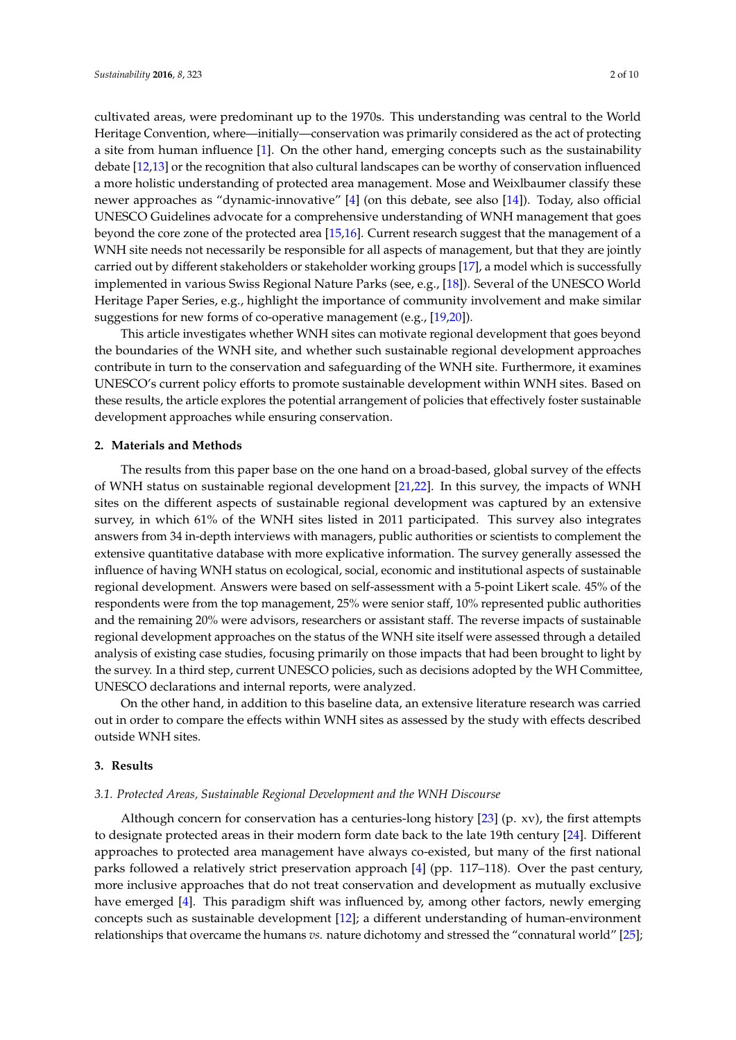cultivated areas, were predominant up to the 1970s. This understanding was central to the World Heritage Convention, where—initially—conservation was primarily considered as the act of protecting a site from human influence [1]. On the other hand, emerging concepts such as the sustainability debate [12,13] or the recognition that also cultural landscapes can be worthy of conservation influenced a more holistic understanding of protected area management. Mose and Weixlbaumer classify these newer approaches as "dynamic-innovative" [4] (on this debate, see also [14]). Today, also official UNESCO Guidelines advocate for a comprehensive understanding of WNH management that goes beyond the core zone of the protected area [15,16]. Current research suggest that the management of a WNH site needs not necessarily be responsible for all aspects of management, but that they are jointly carried out by different stakeholders or stakeholder working groups [17], a model which is successfully implemented in various Swiss Regional Nature Parks (see, e.g., [18]). Several of the UNESCO World Heritage Paper Series, e.g., highlight the importance of community involvement and make similar suggestions for new forms of co-operative management (e.g., [19,20]).

This article investigates whether WNH sites can motivate regional development that goes beyond the boundaries of the WNH site, and whether such sustainable regional development approaches contribute in turn to the conservation and safeguarding of the WNH site. Furthermore, it examines UNESCO's current policy efforts to promote sustainable development within WNH sites. Based on these results, the article explores the potential arrangement of policies that effectively foster sustainable development approaches while ensuring conservation.

## 2. Materials and Methods

The results from this paper base on the one hand on a broad-based, global survey of the effects of WNH status on sustainable regional development [21,22]. In this survey, the impacts of WNH sites on the different aspects of sustainable regional development was captured by an extensive survey, in which 61% of the WNH sites listed in 2011 participated. This survey also integrates answers from 34 in-depth interviews with managers, public authorities or scientists to complement the extensive quantitative database with more explicative information. The survey generally assessed the influence of having WNH status on ecological, social, economic and institutional aspects of sustainable regional development. Answers were based on self-assessment with a 5-point Likert scale. 45% of the respondents were from the top management, 25% were senior staff, 10% represented public authorities and the remaining 20% were advisors, researchers or assistant staff. The reverse impacts of sustainable regional development approaches on the status of the WNH site itself were assessed through a detailed analysis of existing case studies, focusing primarily on those impacts that had been brought to light by the survey. In a third step, current UNESCO policies, such as decisions adopted by the WH Committee, UNESCO declarations and internal reports, were analyzed.

On the other hand, in addition to this baseline data, an extensive literature research was carried out in order to compare the effects within WNH sites as assessed by the study with effects described outside WNH sites.

## 3. Results

### 3.1. Protected Areas, Sustainable Regional Development and the WNH Discourse

Although concern for conservation has a centuries-long history [23] (p. xv), the first attempts to designate protected areas in their modern form date back to the late 19th century [24]. Different approaches to protected area management have always co-existed, but many of the first national parks followed a relatively strict preservation approach [4] (pp. 117–118). Over the past century, more inclusive approaches that do not treat conservation and development as mutually exclusive have emerged [4]. This paradigm shift was influenced by, among other factors, newly emerging concepts such as sustainable development [12]; a different understanding of human-environment relationships that overcame the humans *vs.* nature dichotomy and stressed the "connatural world" [25];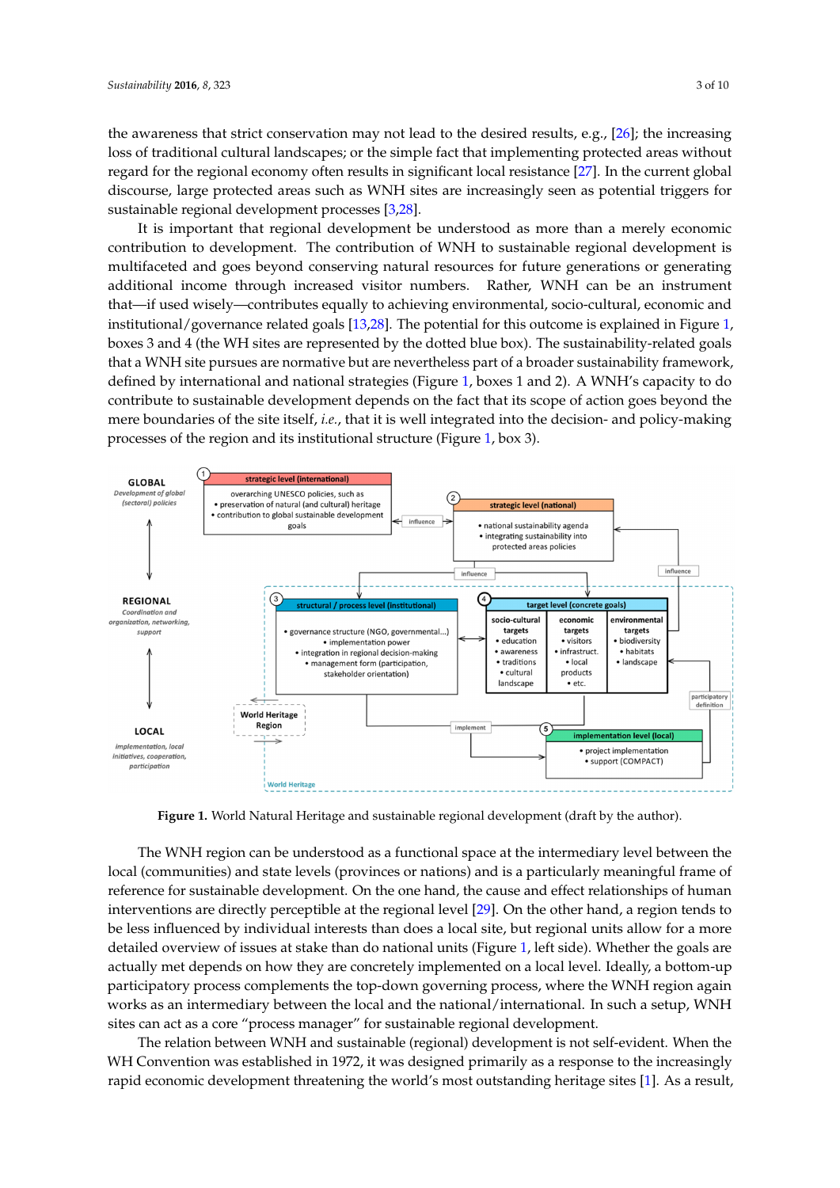the awareness that strict conservation may not lead to the desired results, e.g., [26]; the increasing loss of traditional cultural landscapes; or the simple fact that implementing protected areas without regard for the regional economy often results in significant local resistance [27]. In the current global discourse, large protected areas such as WNH sites are increasingly seen as potential triggers for sustainable regional development processes [3,28].

It is important that regional development be understood as more than a merely economic contribution to development. The contribution of WNH to sustainable regional development is multifaceted and goes beyond conserving natural resources for future generations or generating additional income through increased visitor numbers. Rather, WNH can be an instrument that—if used wisely—contributes equally to achieving environmental, socio-cultural, economic and institutional/governance related goals [13,28]. The potential for this outcome is explained in Figure 1, boxes 3 and 4 (the WH sites are represented by the dotted blue box). The sustainability-related goals that a WNH site pursues are normative but are nevertheless part of a broader sustainability framework, defined by international and national strategies (Figure 1, boxes 1 and 2). A WNH's capacity to do contribute to sustainable development depends on the fact that its scope of action goes beyond the mere boundaries of the site itself, *i.e.*, that it is well integrated into the decision- and policy-making processes of the region and its institutional structure (Figure 1, box 3).

**Figure 1.** World Natural Heritage and sustainable regional development (draft by the author).

The WNH region can be understood as a functional space at the intermediary level between the local (communities) and state levels (provinces or nations) and is a particularly meaningful frame of reference for sustainable development. On the one hand, the cause and effect relationships of human interventions are directly perceptible at the regional level [29]. On the other hand, a region tends to be less influenced by individual interests than does a local site, but regional units allow for a more detailed overview of issues at stake than do national units (Figure 1, left side). Whether the goals are actually met depends on how they are concretely implemented on a local level. Ideally, a bottom-up participatory process complements the top-down governing process, where the WNH region again works as an intermediary between the local and the national/international. In such a setup, WNH sites can act as a core "process manager" for sustainable regional development.

The relation between WNH and sustainable (regional) development is not self-evident. When the WH Convention was established in 1972, it was designed primarily as a response to the increasingly rapid economic development threatening the world's most outstanding heritage sites [1]. As a result,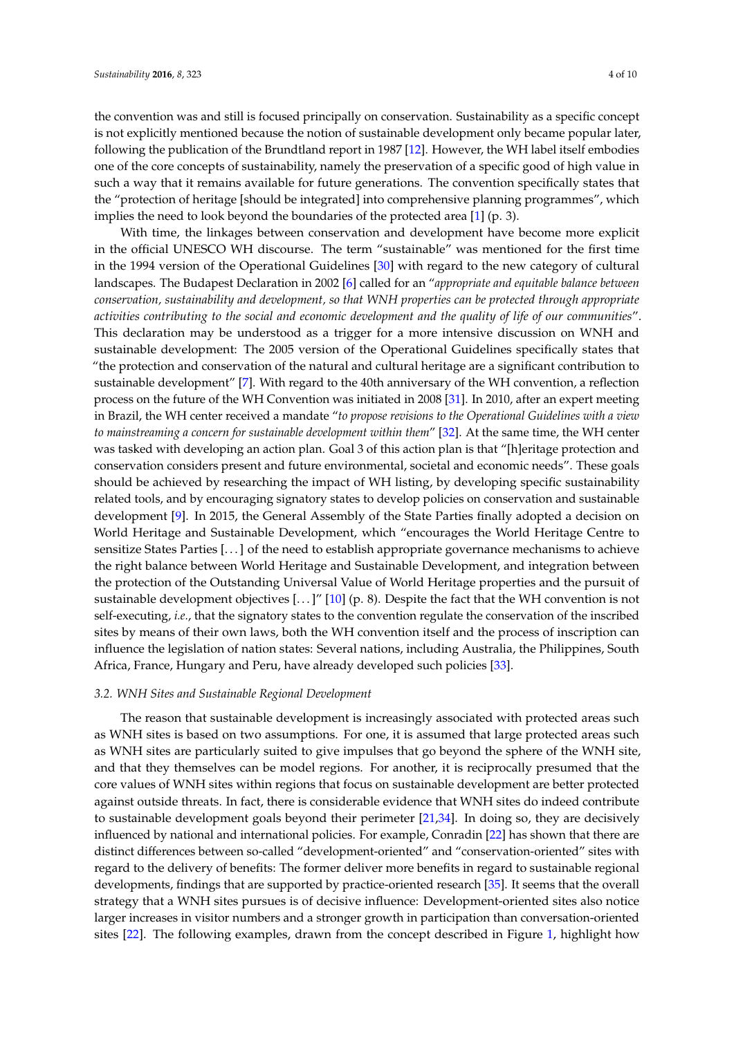the convention was and still is focused principally on conservation. Sustainability as a specific concept is not explicitly mentioned because the notion of sustainable development only became popular later, following the publication of the Brundtland report in 1987 [12]. However, the WH label itself embodies one of the core concepts of sustainability, namely the preservation of a specific good of high value in such a way that it remains available for future generations. The convention specifically states that the "protection of heritage [should be integrated] into comprehensive planning programmes", which implies the need to look beyond the boundaries of the protected area [1] (p. 3).

With time, the linkages between conservation and development have become more explicit in the official UNESCO WH discourse. The term "sustainable" was mentioned for the first time in the 1994 version of the Operational Guidelines [30] with regard to the new category of cultural landscapes. The Budapest Declaration in 2002 [6] called for an "*appropriate and equitable balance between conservation, sustainability and development, so that WNH properties can be protected through appropriate activities contributing to the social and economic development and the quality of life of our communities*". This declaration may be understood as a trigger for a more intensive discussion on WNH and sustainable development: The 2005 version of the Operational Guidelines specifically states that "the protection and conservation of the natural and cultural heritage are a significant contribution to sustainable development" [7]. With regard to the 40th anniversary of the WH convention, a reflection process on the future of the WH Convention was initiated in 2008 [31]. In 2010, after an expert meeting in Brazil, the WH center received a mandate "*to propose revisions to the Operational Guidelines with a view to mainstreaming a concern for sustainable development within them*" [32]. At the same time, the WH center was tasked with developing an action plan. Goal 3 of this action plan is that "[h]eritage protection and conservation considers present and future environmental, societal and economic needs". These goals should be achieved by researching the impact of WH listing, by developing specific sustainability related tools, and by encouraging signatory states to develop policies on conservation and sustainable development [9]. In 2015, the General Assembly of the State Parties finally adopted a decision on World Heritage and Sustainable Development, which "encourages the World Heritage Centre to sensitize States Parties [. . . ] of the need to establish appropriate governance mechanisms to achieve the right balance between World Heritage and Sustainable Development, and integration between the protection of the Outstanding Universal Value of World Heritage properties and the pursuit of sustainable development objectives [. . . ]" [10] (p. 8). Despite the fact that the WH convention is not self-executing, *i.e.*, that the signatory states to the convention regulate the conservation of the inscribed sites by means of their own laws, both the WH convention itself and the process of inscription can influence the legislation of nation states: Several nations, including Australia, the Philippines, South Africa, France, Hungary and Peru, have already developed such policies [33].

### *3.2. WNH Sites and Sustainable Regional Development*

The reason that sustainable development is increasingly associated with protected areas such as WNH sites is based on two assumptions. For one, it is assumed that large protected areas such as WNH sites are particularly suited to give impulses that go beyond the sphere of the WNH site, and that they themselves can be model regions. For another, it is reciprocally presumed that the core values of WNH sites within regions that focus on sustainable development are better protected against outside threats. In fact, there is considerable evidence that WNH sites do indeed contribute to sustainable development goals beyond their perimeter [21,34]. In doing so, they are decisively influenced by national and international policies. For example, Conradin [22] has shown that there are distinct differences between so-called "development-oriented" and "conservation-oriented" sites with regard to the delivery of benefits: The former deliver more benefits in regard to sustainable regional developments, findings that are supported by practice-oriented research [35]. It seems that the overall strategy that a WNH sites pursues is of decisive influence: Development-oriented sites also notice larger increases in visitor numbers and a stronger growth in participation than conversation-oriented sites [22]. The following examples, drawn from the concept described in Figure 1, highlight how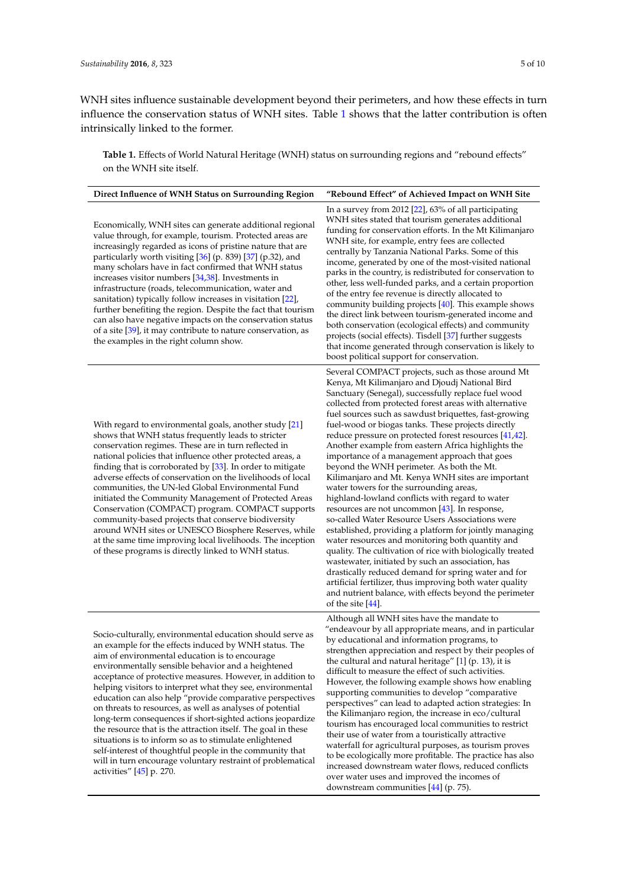WNH sites influence sustainable development beyond their perimeters, and how these effects in turn influence the conservation status of WNH sites. Table 1 shows that the latter contribution is often intrinsically linked to the former.

**Table 1.** Effects of World Natural Heritage (WNH) status on surrounding regions and "rebound effects" on the WNH site itself.

| Direct Influence of WNH Status on Surrounding Region | "Rebound Effect" of Achieved Impact on WNH Site |
| --- | --- |
| Economically, WNH sites can generate additional regional value through, for example, tourism. Protected areas are increasingly regarded as icons of pristine nature that are particularly worth visiting [36] (p. 839) [37] (p.32), and many scholars have in fact confirmed that WNH status increases visitor numbers [34,38]. Investments in infrastructure (roads, telecommunication, water and sanitation) typically follow increases in visitation [22], further benefiting the region. Despite the fact that tourism can also have negative impacts on the conservation status of a site [39], it may contribute to nature conservation, as the examples in the right column show. | In a survey from 2012 [22], 63% of all participating WNH sites stated that tourism generates additional funding for conservation efforts. In the Mt Kilimanjaro WNH site, for example, entry fees are collected centrally by Tanzania National Parks. Some of this income, generated by one of the most-visited national parks in the country, is redistributed for conservation to other, less well-funded parks, and a certain proportion of the entry fee revenue is directly allocated to community building projects [40]. This example shows the direct link between tourism-generated income and both conservation (ecological effects) and community projects (social effects). Tisdell [37] further suggests that income generated through conservation is likely to boost political support for conservation. |
| With regard to environmental goals, another study [21] shows that WNH status frequently leads to stricter conservation regimes. These are in turn reflected in national policies that influence other protected areas, a finding that is corroborated by [33]. In order to mitigate adverse effects of conservation on the livelihoods of local communities, the UN-led Global Environmental Fund initiated the Community Management of Protected Areas Conservation (COMPACT) program. COMPACT supports community-based projects that conserve biodiversity around WNH sites or UNESCO Biosphere Reserves, while at the same time improving local livelihoods. The inception of these programs is directly linked to WNH status. | Several COMPACT projects, such as those around Mt Kenya, Mt Kilimanjaro and Djoudj National Bird Sanctuary (Senegal), successfully replace fuel wood collected from protected forest areas with alternative fuel sources such as sawdust briquettes, fast-growing fuel-wood or biogas tanks. These projects directly reduce pressure on protected forest resources [41,42]. Another example from eastern Africa highlights the importance of a management approach that goes beyond the WNH perimeter. As both the Mt. Kilimanjaro and Mt. Kenya WNH sites are important water towers for the surrounding areas, highland-lowland conflicts with regard to water resources are not uncommon [43]. In response, so-called Water Resource Users Associations were established, providing a platform for jointly managing water resources and monitoring both quantity and quality. The cultivation of rice with biologically treated wastewater, initiated by such an association, has drastically reduced demand for spring water and for artificial fertilizer, thus improving both water quality and nutrient balance, with effects beyond the perimeter of the site [44]. |
| Socio-culturally, environmental education should serve as an example for the effects induced by WNH status. The aim of environmental education is to encourage environmentally sensible behavior and a heightened acceptance of protective measures. However, in addition to helping visitors to interpret what they see, environmental education can also help "provide comparative perspectives on threats to resources, as well as analyses of potential long-term consequences if short-sighted actions jeopardize the resource that is the attraction itself. The goal in these situations is to inform so as to stimulate enlightened self-interest of thoughtful people in the community that will in turn encourage voluntary restraint of problematical activities" [45] p. 270. | Although all WNH sites have the mandate to "endeavour by all appropriate means, and in particular by educational and information programs, to strengthen appreciation and respect by their peoples of the cultural and natural heritage" [1] (p. 13), it is difficult to measure the effect of such activities. However, the following example shows how enabling supporting communities to develop "comparative perspectives" can lead to adapted action strategies: In the Kilimanjaro region, the increase in eco/cultural tourism has encouraged local communities to restrict their use of water from a touristically attractive waterfall for agricultural purposes, as tourism proves to be ecologically more profitable. The practice has also increased downstream water flows, reduced conflicts over water uses and improved the incomes of downstream communities [44] (p. 75). |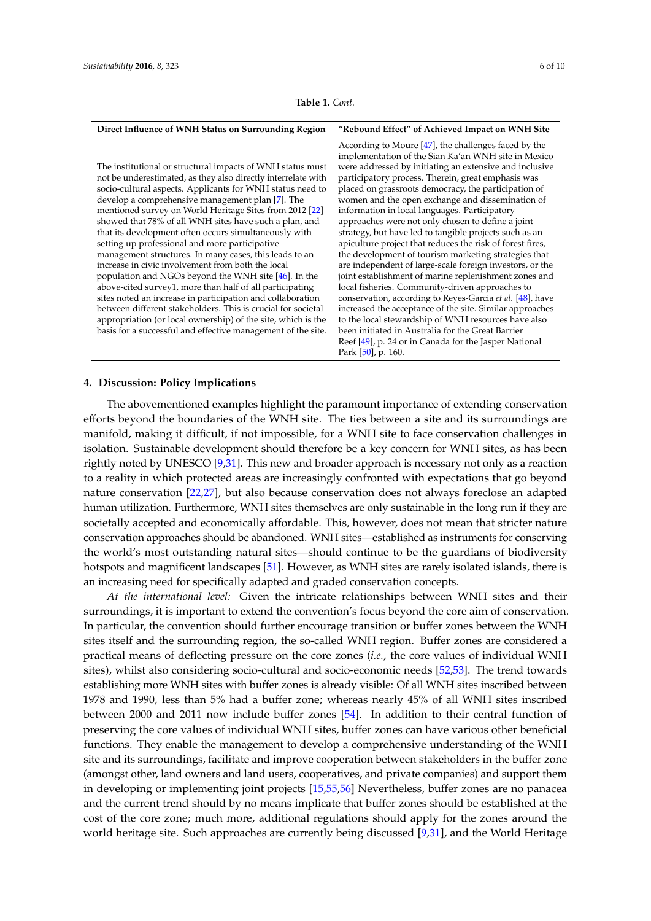**Table 1.** *Cont.*

| Direct Influence of WNH Status on Surrounding Region | "Rebound Effect" of Achieved Impact on WNH Site |
|---|---|
| The institutional or structural impacts of WNH status must not be underestimated, as they also directly interrelate with socio-cultural aspects. Applicants for WNH status need to develop a comprehensive management plan [7]. The mentioned survey on World Heritage Sites from 2012 [22] showed that 78% of all WNH sites have such a plan, and that its development often occurs simultaneously with setting up professional and more participative management structures. In many cases, this leads to an increase in civic involvement from both the local population and NGOs beyond the WNH site [46]. In the above-cited survey1, more than half of all participating sites noted an increase in participation and collaboration between different stakeholders. This is crucial for societal appropriation (or local ownership) of the site, which is the basis for a successful and effective management of the site. | According to Moure [47], the challenges faced by the implementation of the Sian Ka'an WNH site in Mexico were addressed by initiating an extensive and inclusive participatory process. Therein, great emphasis was placed on grassroots democracy, the participation of women and the open exchange and dissemination of information in local languages. Participatory approaches were not only chosen to define a joint strategy, but have led to tangible projects such as an apiculture project that reduces the risk of forest fires, the development of tourism marketing strategies that are independent of large-scale foreign investors, or the joint establishment of marine replenishment zones and local fisheries. Community-driven approaches to conservation, according to Reyes-Garcia *et al.* [48], have increased the acceptance of the site. Similar approaches to the local stewardship of WNH resources have also been initiated in Australia for the Great Barrier Reef [49], p. 24 or in Canada for the Jasper National Park [50], p. 160. |

## 4. Discussion: Policy Implications

The abovementioned examples highlight the paramount importance of extending conservation efforts beyond the boundaries of the WNH site. The ties between a site and its surroundings are manifold, making it difficult, if not impossible, for a WNH site to face conservation challenges in isolation. Sustainable development should therefore be a key concern for WNH sites, as has been rightly noted by UNESCO [9,31]. This new and broader approach is necessary not only as a reaction to a reality in which protected areas are increasingly confronted with expectations that go beyond nature conservation [22,27], but also because conservation does not always foreclose an adapted human utilization. Furthermore, WNH sites themselves are only sustainable in the long run if they are societally accepted and economically affordable. This, however, does not mean that stricter nature conservation approaches should be abandoned. WNH sites—established as instruments for conserving the world's most outstanding natural sites—should continue to be the guardians of biodiversity hotspots and magnificent landscapes [51]. However, as WNH sites are rarely isolated islands, there is an increasing need for specifically adapted and graded conservation concepts.

*At the international level:* Given the intricate relationships between WNH sites and their surroundings, it is important to extend the convention's focus beyond the core aim of conservation. In particular, the convention should further encourage transition or buffer zones between the WNH sites itself and the surrounding region, the so-called WNH region. Buffer zones are considered a practical means of deflecting pressure on the core zones (*i.e.*, the core values of individual WNH sites), whilst also considering socio-cultural and socio-economic needs [52,53]. The trend towards establishing more WNH sites with buffer zones is already visible: Of all WNH sites inscribed between 1978 and 1990, less than 5% had a buffer zone; whereas nearly 45% of all WNH sites inscribed between 2000 and 2011 now include buffer zones [54]. In addition to their central function of preserving the core values of individual WNH sites, buffer zones can have various other beneficial functions. They enable the management to develop a comprehensive understanding of the WNH site and its surroundings, facilitate and improve cooperation between stakeholders in the buffer zone (amongst other, land owners and land users, cooperatives, and private companies) and support them in developing or implementing joint projects [15,55,56] Nevertheless, buffer zones are no panacea and the current trend should by no means implicate that buffer zones should be established at the cost of the core zone; much more, additional regulations should apply for the zones around the world heritage site. Such approaches are currently being discussed [9,31], and the World Heritage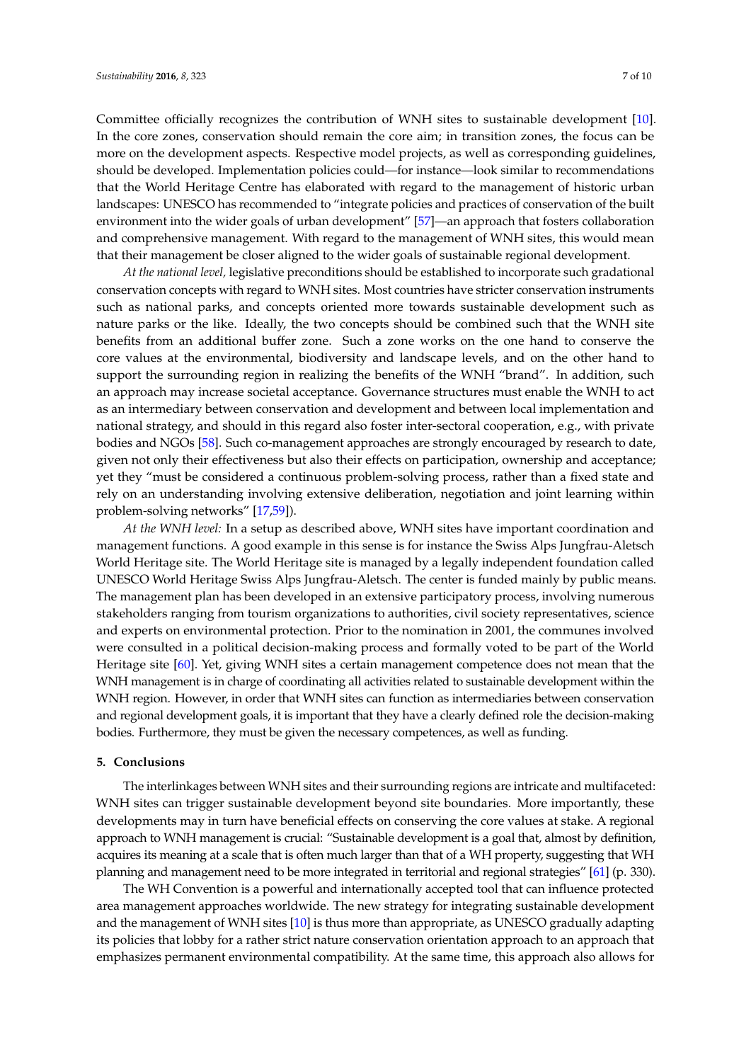Committee officially recognizes the contribution of WNH sites to sustainable development [10]. In the core zones, conservation should remain the core aim; in transition zones, the focus can be more on the development aspects. Respective model projects, as well as corresponding guidelines, should be developed. Implementation policies could—for instance—look similar to recommendations that the World Heritage Centre has elaborated with regard to the management of historic urban landscapes: UNESCO has recommended to "integrate policies and practices of conservation of the built environment into the wider goals of urban development" [57]—an approach that fosters collaboration and comprehensive management. With regard to the management of WNH sites, this would mean that their management be closer aligned to the wider goals of sustainable regional development.

*At the national level,* legislative preconditions should be established to incorporate such gradational conservation concepts with regard to WNH sites. Most countries have stricter conservation instruments such as national parks, and concepts oriented more towards sustainable development such as nature parks or the like. Ideally, the two concepts should be combined such that the WNH site benefits from an additional buffer zone. Such a zone works on the one hand to conserve the core values at the environmental, biodiversity and landscape levels, and on the other hand to support the surrounding region in realizing the benefits of the WNH "brand". In addition, such an approach may increase societal acceptance. Governance structures must enable the WNH to act as an intermediary between conservation and development and between local implementation and national strategy, and should in this regard also foster inter-sectoral cooperation, e.g., with private bodies and NGOs [58]. Such co-management approaches are strongly encouraged by research to date, given not only their effectiveness but also their effects on participation, ownership and acceptance; yet they "must be considered a continuous problem-solving process, rather than a fixed state and rely on an understanding involving extensive deliberation, negotiation and joint learning within problem-solving networks" [17,59]).

*At the WNH level:* In a setup as described above, WNH sites have important coordination and management functions. A good example in this sense is for instance the Swiss Alps Jungfrau-Aletsch World Heritage site. The World Heritage site is managed by a legally independent foundation called UNESCO World Heritage Swiss Alps Jungfrau-Aletsch. The center is funded mainly by public means. The management plan has been developed in an extensive participatory process, involving numerous stakeholders ranging from tourism organizations to authorities, civil society representatives, science and experts on environmental protection. Prior to the nomination in 2001, the communes involved were consulted in a political decision-making process and formally voted to be part of the World Heritage site [60]. Yet, giving WNH sites a certain management competence does not mean that the WNH management is in charge of coordinating all activities related to sustainable development within the WNH region. However, in order that WNH sites can function as intermediaries between conservation and regional development goals, it is important that they have a clearly defined role the decision-making bodies. Furthermore, they must be given the necessary competences, as well as funding.

## 5. Conclusions

The interlinkages between WNH sites and their surrounding regions are intricate and multifaceted: WNH sites can trigger sustainable development beyond site boundaries. More importantly, these developments may in turn have beneficial effects on conserving the core values at stake. A regional approach to WNH management is crucial: "Sustainable development is a goal that, almost by definition, acquires its meaning at a scale that is often much larger than that of a WH property, suggesting that WH planning and management need to be more integrated in territorial and regional strategies" [61] (p. 330).

The WH Convention is a powerful and internationally accepted tool that can influence protected area management approaches worldwide. The new strategy for integrating sustainable development and the management of WNH sites [10] is thus more than appropriate, as UNESCO gradually adapting its policies that lobby for a rather strict nature conservation orientation approach to an approach that emphasizes permanent environmental compatibility. At the same time, this approach also allows for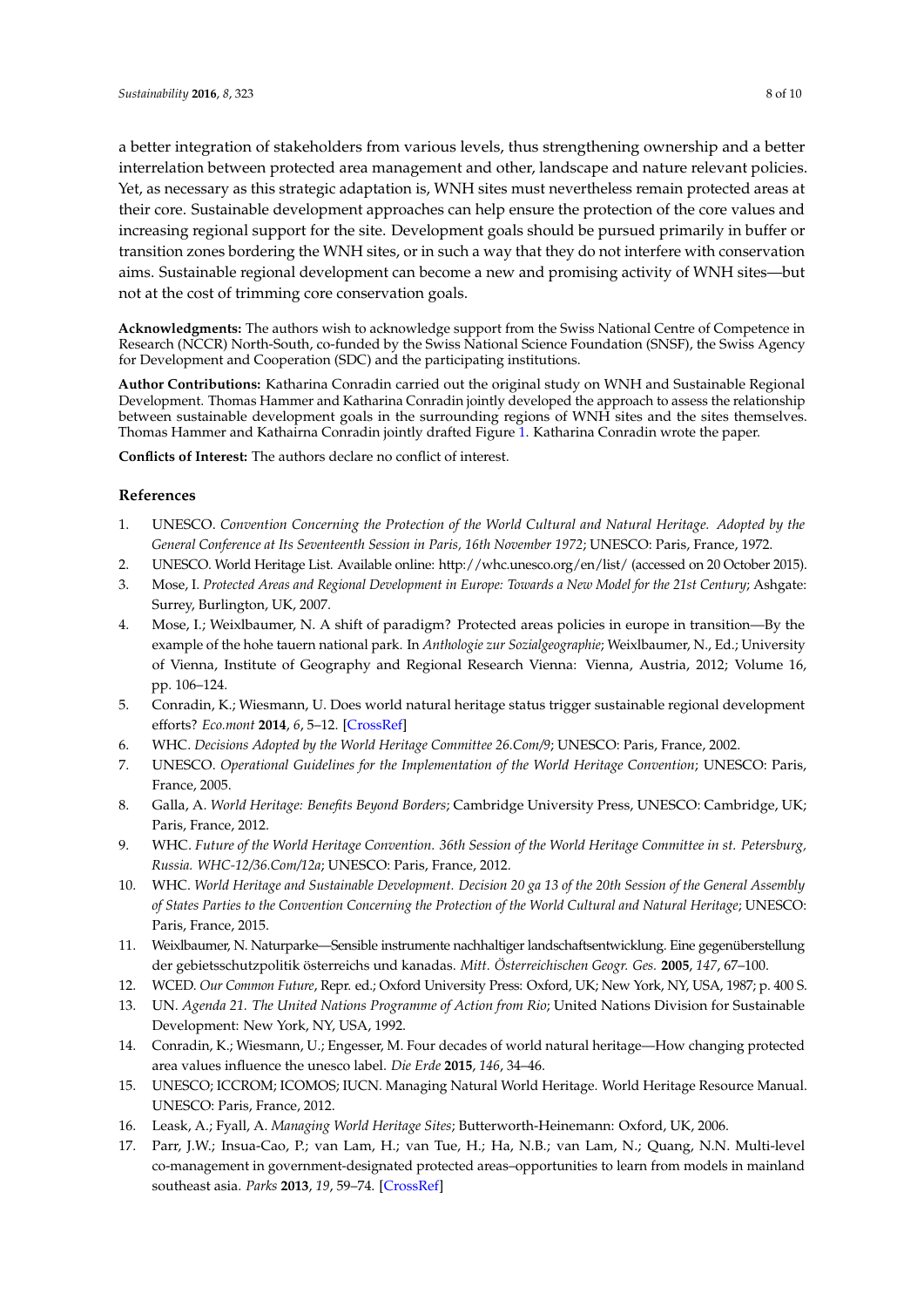a better integration of stakeholders from various levels, thus strengthening ownership and a better interrelation between protected area management and other, landscape and nature relevant policies. Yet, as necessary as this strategic adaptation is, WNH sites must nevertheless remain protected areas at their core. Sustainable development approaches can help ensure the protection of the core values and increasing regional support for the site. Development goals should be pursued primarily in buffer or transition zones bordering the WNH sites, or in such a way that they do not interfere with conservation aims. Sustainable regional development can become a new and promising activity of WNH sites—but not at the cost of trimming core conservation goals.

**Acknowledgments:** The authors wish to acknowledge support from the Swiss National Centre of Competence in Research (NCCR) North-South, co-funded by the Swiss National Science Foundation (SNSF), the Swiss Agency for Development and Cooperation (SDC) and the participating institutions.

**Author Contributions:** Katharina Conradin carried out the original study on WNH and Sustainable Regional Development. Thomas Hammer and Katharina Conradin jointly developed the approach to assess the relationship between sustainable development goals in the surrounding regions of WNH sites and the sites themselves. Thomas Hammer and Kathairna Conradin jointly drafted Figure 1. Katharina Conradin wrote the paper.

**Conflicts of Interest:** The authors declare no conflict of interest.

## References

1. UNESCO. *Convention Concerning the Protection of the World Cultural and Natural Heritage. Adopted by the General Conference at Its Seventeenth Session in Paris, 16th November 1972*; UNESCO: Paris, France, 1972.
2. UNESCO. World Heritage List. Available online: http://whc.unesco.org/en/list/ (accessed on 20 October 2015).
3. Mose, I. *Protected Areas and Regional Development in Europe: Towards a New Model for the 21st Century*; Ashgate: Surrey, Burlington, UK, 2007.
4. Mose, I.; Weixlbaumer, N. A shift of paradigm? Protected areas policies in europe in transition—By the example of the hohe tauern national park. In *Anthologie zur Sozialgeographie*; Weixlbaumer, N., Ed.; University of Vienna, Institute of Geography and Regional Research Vienna: Vienna, Austria, 2012; Volume 16, pp. 106–124.
5. Conradin, K.; Wiesmann, U. Does world natural heritage status trigger sustainable regional development efforts? *Eco.mont* **2014**, *6*, 5–12. [CrossRef]
6. WHC. *Decisions Adopted by the World Heritage Committee 26.Com/9*; UNESCO: Paris, France, 2002.
7. UNESCO. *Operational Guidelines for the Implementation of the World Heritage Convention*; UNESCO: Paris, France, 2005.
8. Galla, A. *World Heritage: Benefits Beyond Borders*; Cambridge University Press, UNESCO: Cambridge, UK; Paris, France, 2012.
9. WHC. *Future of the World Heritage Convention. 36th Session of the World Heritage Committee in st. Petersburg, Russia. WHC-12/36.Com/12a*; UNESCO: Paris, France, 2012.
10. WHC. *World Heritage and Sustainable Development. Decision 20 ga 13 of the 20th Session of the General Assembly of States Parties to the Convention Concerning the Protection of the World Cultural and Natural Heritage*; UNESCO: Paris, France, 2015.
11. Weixlbaumer, N. Naturparke—Sensible instrumente nachhaltiger landschaftsentwicklung. Eine gegenüberstellung der gebietsschutzpolitik österreichs und kanadas. *Mitt. Österreichischen Geogr. Ges.* **2005**, *147*, 67–100.
12. WCED. *Our Common Future*, Repr. ed.; Oxford University Press: Oxford, UK; New York, NY, USA, 1987; p. 400 S.
13. UN. *Agenda 21. The United Nations Programme of Action from Rio*; United Nations Division for Sustainable Development: New York, NY, USA, 1992.
14. Conradin, K.; Wiesmann, U.; Engesser, M. Four decades of world natural heritage—How changing protected area values influence the unesco label. *Die Erde* **2015**, *146*, 34–46.
15. UNESCO; ICCROM; ICOMOS; IUCN. Managing Natural World Heritage. World Heritage Resource Manual. UNESCO: Paris, France, 2012.
16. Leask, A.; Fyall, A. *Managing World Heritage Sites*; Butterworth-Heinemann: Oxford, UK, 2006.
17. Parr, J.W.; Insua-Cao, P.; van Lam, H.; van Tue, H.; Ha, N.B.; van Lam, N.; Quang, N.N. Multi-level co-management in government-designated protected areas–opportunities to learn from models in mainland southeast asia. *Parks* **2013**, *19*, 59–74. [CrossRef]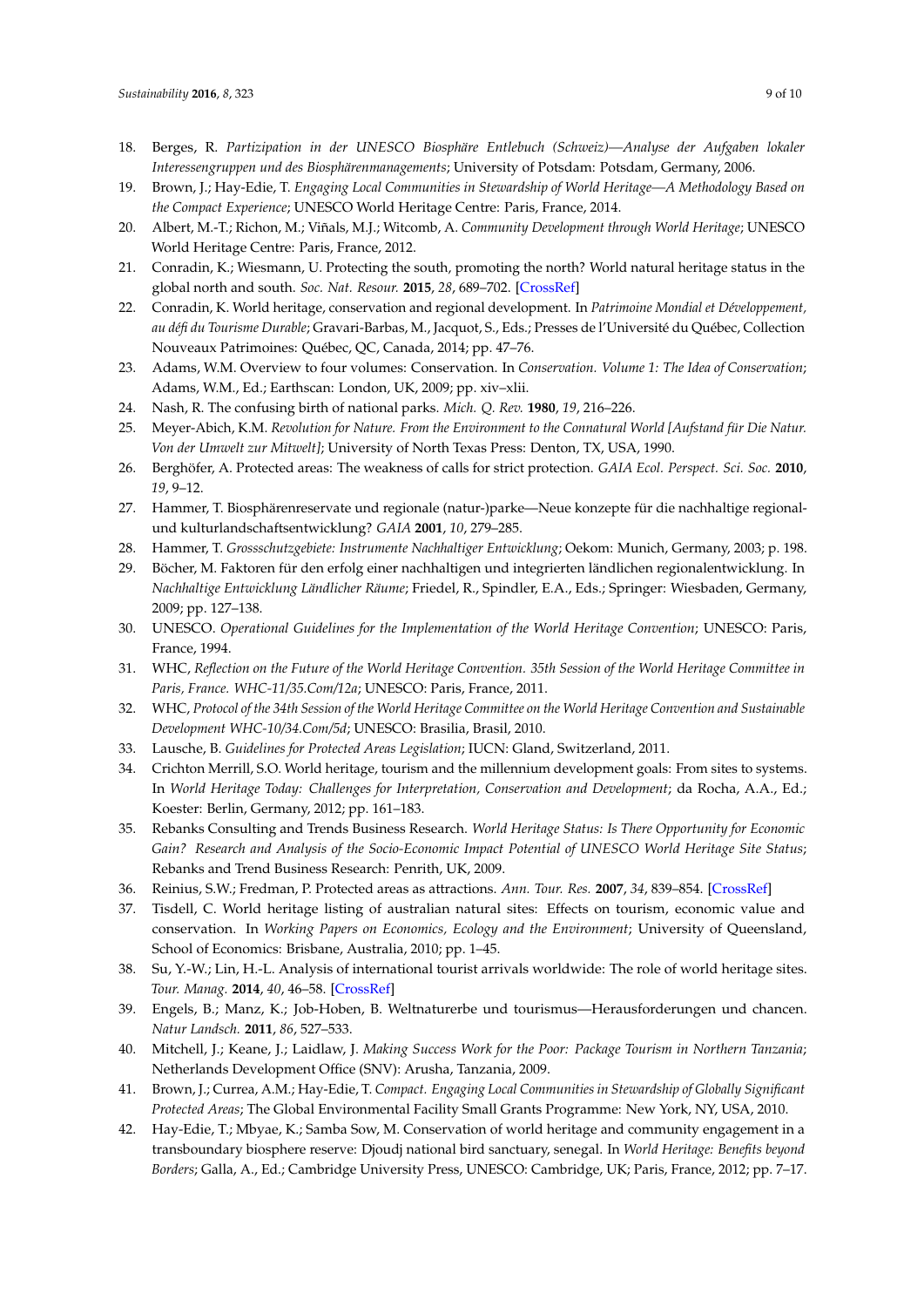18. Berges, R. *Partizipation in der UNESCO Biosphäre Entlebuch (Schweiz)—Analyse der Aufgaben lokaler Interessengruppen und des Biosphärenmanagements*; University of Potsdam: Potsdam, Germany, 2006.
19. Brown, J.; Hay-Edie, T. *Engaging Local Communities in Stewardship of World Heritage—A Methodology Based on the Compact Experience*; UNESCO World Heritage Centre: Paris, France, 2014.
20. Albert, M.-T.; Richon, M.; Viñals, M.J.; Witcomb, A. *Community Development through World Heritage*; UNESCO World Heritage Centre: Paris, France, 2012.
21. Conradin, K.; Wiesmann, U. Protecting the south, promoting the north? World natural heritage status in the global north and south. *Soc. Nat. Resour.* **2015**, *28*, 689–702. [CrossRef]
22. Conradin, K. World heritage, conservation and regional development. In *Patrimoine Mondial et Développement, au défi du Tourisme Durable*; Gravari-Barbas, M., Jacquot, S., Eds.; Presses de l'Université du Québec, Collection Nouveaux Patrimoines: Québec, QC, Canada, 2014; pp. 47–76.
23. Adams, W.M. Overview to four volumes: Conservation. In *Conservation. Volume 1: The Idea of Conservation*; Adams, W.M., Ed.; Earthscan: London, UK, 2009; pp. xiv–xlii.
24. Nash, R. The confusing birth of national parks. *Mich. Q. Rev.* **1980**, *19*, 216–226.
25. Meyer-Abich, K.M. *Revolution for Nature. From the Environment to the Connatural World [Aufstand für Die Natur. Von der Umwelt zur Mitwelt]*; University of North Texas Press: Denton, TX, USA, 1990.
26. Berghöfer, A. Protected areas: The weakness of calls for strict protection. *GAIA Ecol. Perspect. Sci. Soc.* **2010**, *19*, 9–12.
27. Hammer, T. Biosphärenreservate und regionale (natur-)parke—Neue konzepte für die nachhaltige regional- und kulturlandschaftsentwicklung? *GAIA* **2001**, *10*, 279–285.
28. Hammer, T. *Grossschutzgebiete: Instrumente Nachhaltiger Entwicklung*; Oekom: Munich, Germany, 2003; p. 198.
29. Böcher, M. Faktoren für den erfolg einer nachhaltigen und integrierten ländlichen regionalentwicklung. In *Nachhaltige Entwicklung Ländlicher Räume*; Friedel, R., Spindler, E.A., Eds.; Springer: Wiesbaden, Germany, 2009; pp. 127–138.
30. UNESCO. *Operational Guidelines for the Implementation of the World Heritage Convention*; UNESCO: Paris, France, 1994.
31. WHC, *Reflection on the Future of the World Heritage Convention. 35th Session of the World Heritage Committee in Paris, France. WHC-11/35.Com/12a*; UNESCO: Paris, France, 2011.
32. WHC, *Protocol of the 34th Session of the World Heritage Committee on the World Heritage Convention and Sustainable Development WHC-10/34.Com/5d*; UNESCO: Brasilia, Brasil, 2010.
33. Lausche, B. *Guidelines for Protected Areas Legislation*; IUCN: Gland, Switzerland, 2011.
34. Crichton Merrill, S.O. World heritage, tourism and the millennium development goals: From sites to systems. In *World Heritage Today: Challenges for Interpretation, Conservation and Development*; da Rocha, A.A., Ed.; Koester: Berlin, Germany, 2012; pp. 161–183.
35. Rebanks Consulting and Trends Business Research. *World Heritage Status: Is There Opportunity for Economic Gain? Research and Analysis of the Socio-Economic Impact Potential of UNESCO World Heritage Site Status*; Rebanks and Trend Business Research: Penrith, UK, 2009.
36. Reinius, S.W.; Fredman, P. Protected areas as attractions. *Ann. Tour. Res.* **2007**, *34*, 839–854. [CrossRef]
37. Tisdell, C. World heritage listing of australian natural sites: Effects on tourism, economic value and conservation. In *Working Papers on Economics, Ecology and the Environment*; University of Queensland, School of Economics: Brisbane, Australia, 2010; pp. 1–45.
38. Su, Y.-W.; Lin, H.-L. Analysis of international tourist arrivals worldwide: The role of world heritage sites. *Tour. Manag.* **2014**, *40*, 46–58. [CrossRef]
39. Engels, B.; Manz, K.; Job-Hoben, B. Weltnaturerbe und tourismus—Herausforderungen und chancen. *Natur Landsch.* **2011**, *86*, 527–533.
40. Mitchell, J.; Keane, J.; Laidlaw, J. *Making Success Work for the Poor: Package Tourism in Northern Tanzania*; Netherlands Development Office (SNV): Arusha, Tanzania, 2009.
41. Brown, J.; Currea, A.M.; Hay-Edie, T. *Compact. Engaging Local Communities in Stewardship of Globally Significant Protected Areas*; The Global Environmental Facility Small Grants Programme: New York, NY, USA, 2010.
42. Hay-Edie, T.; Mbyae, K.; Samba Sow, M. Conservation of world heritage and community engagement in a transboundary biosphere reserve: Djoudj national bird sanctuary, senegal. In *World Heritage: Benefits beyond Borders*; Galla, A., Ed.; Cambridge University Press, UNESCO: Cambridge, UK; Paris, France, 2012; pp. 7–17.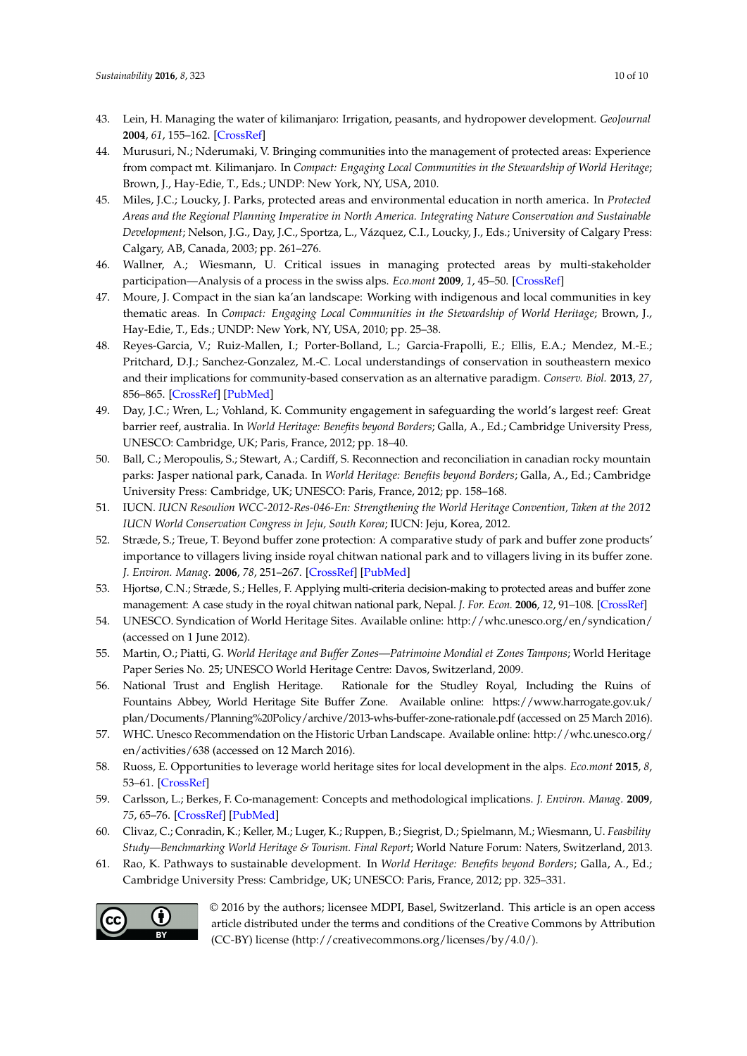43. Lein, H. Managing the water of kilimanjaro: Irrigation, peasants, and hydropower development. *GeoJournal* **2004**, *61*, 155–162. [CrossRef]
44. Murusuri, N.; Nderumaki, V. Bringing communities into the management of protected areas: Experience from compact mt. Kilimanjaro. In *Compact: Engaging Local Communities in the Stewardship of World Heritage*; Brown, J., Hay-Edie, T., Eds.; UNDP: New York, NY, USA, 2010.
45. Miles, J.C.; Loucky, J. Parks, protected areas and environmental education in north america. In *Protected Areas and the Regional Planning Imperative in North America. Integrating Nature Conservation and Sustainable Development*; Nelson, J.G., Day, J.C., Sportza, L., Vázquez, C.I., Loucky, J., Eds.; University of Calgary Press: Calgary, AB, Canada, 2003; pp. 261–276.
46. Wallner, A.; Wiesmann, U. Critical issues in managing protected areas by multi-stakeholder participation—Analysis of a process in the swiss alps. *Eco.mont* **2009**, *1*, 45–50. [CrossRef]
47. Moure, J. Compact in the sian ka'an landscape: Working with indigenous and local communities in key thematic areas. In *Compact: Engaging Local Communities in the Stewardship of World Heritage*; Brown, J., Hay-Edie, T., Eds.; UNDP: New York, NY, USA, 2010; pp. 25–38.
48. Reyes-Garcia, V.; Ruiz-Mallen, I.; Porter-Bolland, L.; Garcia-Frapolli, E.; Ellis, E.A.; Mendez, M.-E.; Pritchard, D.J.; Sanchez-Gonzalez, M.-C. Local understandings of conservation in southeastern mexico and their implications for community-based conservation as an alternative paradigm. *Conserv. Biol.* **2013**, *27*, 856–865. [CrossRef] [PubMed]
49. Day, J.C.; Wren, L.; Vohland, K. Community engagement in safeguarding the world's largest reef: Great barrier reef, australia. In *World Heritage: Benefits beyond Borders*; Galla, A., Ed.; Cambridge University Press, UNESCO: Cambridge, UK; Paris, France, 2012; pp. 18–40.
50. Ball, C.; Meropoulis, S.; Stewart, A.; Cardiff, S. Reconnection and reconciliation in canadian rocky mountain parks: Jasper national park, Canada. In *World Heritage: Benefits beyond Borders*; Galla, A., Ed.; Cambridge University Press: Cambridge, UK; UNESCO: Paris, France, 2012; pp. 158–168.
51. IUCN. *IUCN Resoulion WCC-2012-Res-046-En: Strengthening the World Heritage Convention, Taken at the 2012 IUCN World Conservation Congress in Jeju, South Korea*; IUCN: Jeju, Korea, 2012.
52. Stræde, S.; Treue, T. Beyond buffer zone protection: A comparative study of park and buffer zone products' importance to villagers living inside royal chitwan national park and to villagers living in its buffer zone. *J. Environ. Manag.* **2006**, *78*, 251–267. [CrossRef] [PubMed]
53. Hjortsø, C.N.; Stræde, S.; Helles, F. Applying multi-criteria decision-making to protected areas and buffer zone management: A case study in the royal chitwan national park, Nepal. *J. For. Econ.* **2006**, *12*, 91–108. [CrossRef]
54. UNESCO. Syndication of World Heritage Sites. Available online: http://whc.unesco.org/en/syndication/ (accessed on 1 June 2012).
55. Martin, O.; Piatti, G. *World Heritage and Buffer Zones—Patrimoine Mondial et Zones Tampons*; World Heritage Paper Series No. 25; UNESCO World Heritage Centre: Davos, Switzerland, 2009.
56. National Trust and English Heritage. Rationale for the Studley Royal, Including the Ruins of Fountains Abbey, World Heritage Site Buffer Zone. Available online: https://www.harrogate.gov.uk/plan/Documents/Planning%20Policy/archive/2013-whs-buffer-zone-rationale.pdf (accessed on 25 March 2016).
57. WHC. Unesco Recommendation on the Historic Urban Landscape. Available online: http://whc.unesco.org/en/activities/638 (accessed on 12 March 2016).
58. Ruoss, E. Opportunities to leverage world heritage sites for local development in the alps. *Eco.mont* **2015**, *8*, 53–61. [CrossRef]
59. Carlsson, L.; Berkes, F. Co-management: Concepts and methodological implications. *J. Environ. Manag.* **2009**, *75*, 65–76. [CrossRef] [PubMed]
60. Clivaz, C.; Conradin, K.; Keller, M.; Luger, K.; Ruppen, B.; Siegrist, D.; Spielmann, M.; Wiesmann, U. *Feasbility Study—Benchmarking World Heritage & Tourism. Final Report*; World Nature Forum: Naters, Switzerland, 2013.
61. Rao, K. Pathways to sustainable development. In *World Heritage: Benefits beyond Borders*; Galla, A., Ed.; Cambridge University Press: Cambridge, UK; UNESCO: Paris, France, 2012; pp. 325–331.

© 2016 by the authors; licensee MDPI, Basel, Switzerland. This article is an open access article distributed under the terms and conditions of the Creative Commons by Attribution (CC-BY) license (http://creativecommons.org/licenses/by/4.0/).